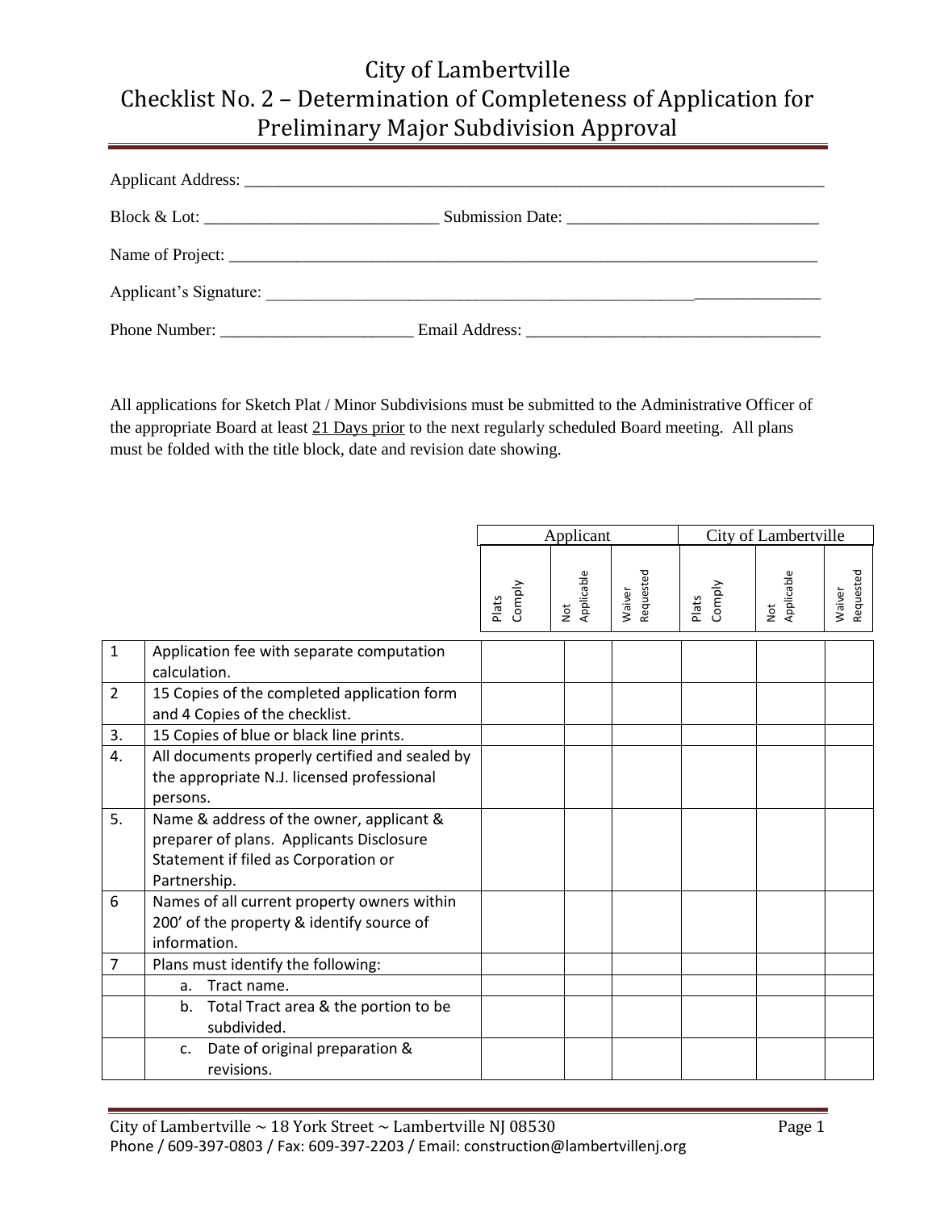# City of Lambertville
## Checklist No. 2 – Determination of Completeness of Application for Preliminary Major Subdivision Approval

Applicant Address: ___________________________________________________________________________

Block & Lot: ____________________________ Submission Date: ______________________________

Name of Project: ___________________________________________________________________________

Applicant's Signature: _______________________________________________________________________

Phone Number: _______________________ Email Address: ___________________________________

All applications for Sketch Plat / Minor Subdivisions must be submitted to the Administrative Officer of the appropriate Board at least 21 Days prior to the next regularly scheduled Board meeting. All plans must be folded with the title block, date and revision date showing.

| | | Applicant | | | City of Lambertville | | |
|---|---|---|---|---|---|---|---|
| | | Plats Comply | Not Applicable | Waiver Requested | Plats Comply | Not Applicable | Waiver Requested |
| 1 | Application fee with separate computation calculation. | | | | | | |
| 2 | 15 Copies of the completed application form and 4 Copies of the checklist. | | | | | | |
| 3. | 15 Copies of blue or black line prints. | | | | | | |
| 4. | All documents properly certified and sealed by the appropriate N.J. licensed professional persons. | | | | | | |
| 5. | Name & address of the owner, applicant & preparer of plans. Applicants Disclosure Statement if filed as Corporation or Partnership. | | | | | | |
| 6 | Names of all current property owners within 200' of the property & identify source of information. | | | | | | |
| 7 | Plans must identify the following: | | | | | | |
| | a. Tract name. | | | | | | |
| | b. Total Tract area & the portion to be subdivided. | | | | | | |
| | c. Date of original preparation & revisions. | | | | | | |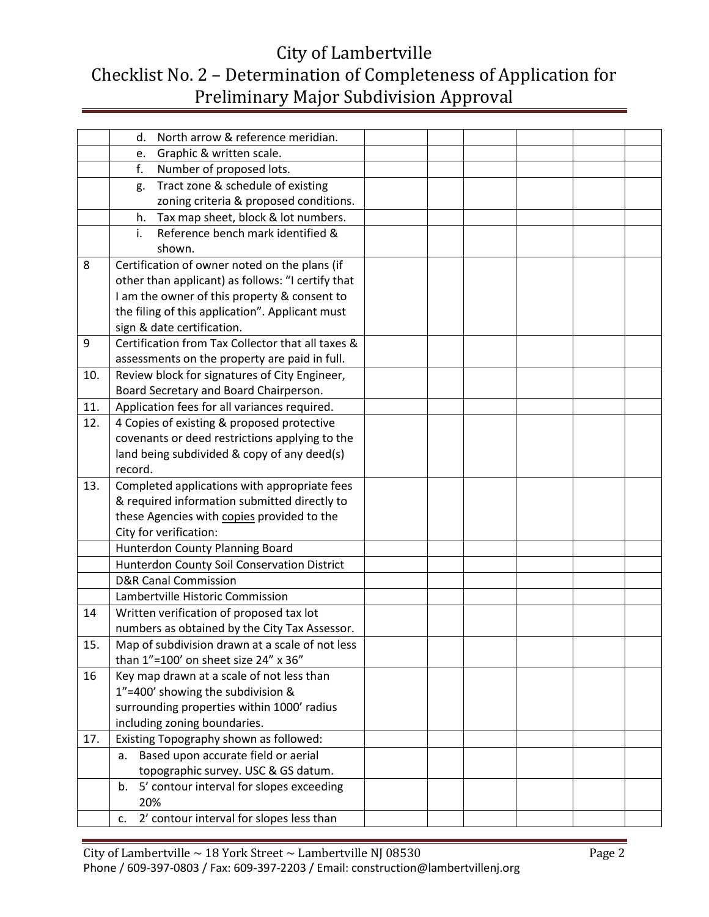# City of Lambertville
# Checklist No. 2 – Determination of Completeness of Application for Preliminary Major Subdivision Approval

| | | | | | | | |
|---|---|---|---|---|---|---|---|
| | d. North arrow & reference meridian. | | | | | | |
| | e. Graphic & written scale. | | | | | | |
| | f. Number of proposed lots. | | | | | | |
| | g. Tract zone & schedule of existing zoning criteria & proposed conditions. | | | | | | |
| | h. Tax map sheet, block & lot numbers. | | | | | | |
| | i. Reference bench mark identified & shown. | | | | | | |
| 8 | Certification of owner noted on the plans (if other than applicant) as follows: "I certify that I am the owner of this property & consent to the filing of this application". Applicant must sign & date certification. | | | | | | |
| 9 | Certification from Tax Collector that all taxes & assessments on the property are paid in full. | | | | | | |
| 10. | Review block for signatures of City Engineer, Board Secretary and Board Chairperson. | | | | | | |
| 11. | Application fees for all variances required. | | | | | | |
| 12. | 4 Copies of existing & proposed protective covenants or deed restrictions applying to the land being subdivided & copy of any deed(s) record. | | | | | | |
| 13. | Completed applications with appropriate fees & required information submitted directly to these Agencies with copies provided to the City for verification: | | | | | | |
| | Hunterdon County Planning Board | | | | | | |
| | Hunterdon County Soil Conservation District | | | | | | |
| | D&R Canal Commission | | | | | | |
| | Lambertville Historic Commission | | | | | | |
| 14 | Written verification of proposed tax lot numbers as obtained by the City Tax Assessor. | | | | | | |
| 15. | Map of subdivision drawn at a scale of not less than 1"=100' on sheet size 24" x 36" | | | | | | |
| 16 | Key map drawn at a scale of not less than 1"=400' showing the subdivision & surrounding properties within 1000' radius including zoning boundaries. | | | | | | |
| 17. | Existing Topography shown as followed: | | | | | | |
| | a. Based upon accurate field or aerial topographic survey. USC & GS datum. | | | | | | |
| | b. 5' contour interval for slopes exceeding 20% | | | | | | |
| | c. 2' contour interval for slopes less than | | | | | | |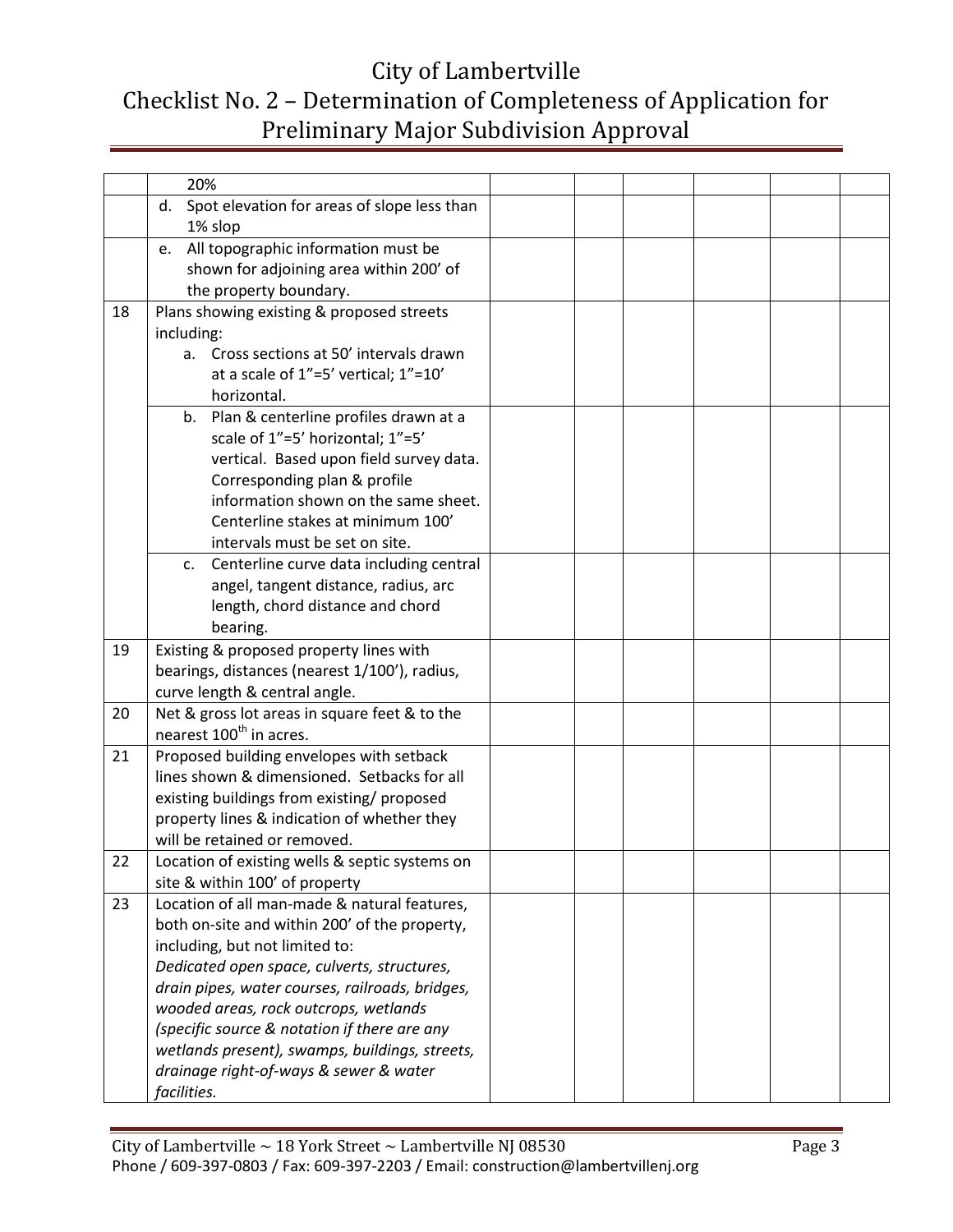# City of Lambertville
## Checklist No. 2 – Determination of Completeness of Application for Preliminary Major Subdivision Approval

| | | | | | | | |
|---|---|---|---|---|---|---|---|
| | 20% | | | | | | |
| | d. Spot elevation for areas of slope less than 1% slop | | | | | | |
| | e. All topographic information must be shown for adjoining area within 200' of the property boundary. | | | | | | |
| 18 | Plans showing existing & proposed streets including: a. Cross sections at 50' intervals drawn at a scale of 1"=5' vertical; 1"=10' horizontal. | | | | | | |
| | b. Plan & centerline profiles drawn at a scale of 1"=5' horizontal; 1"=5' vertical. Based upon field survey data. Corresponding plan & profile information shown on the same sheet. Centerline stakes at minimum 100' intervals must be set on site. | | | | | | |
| | c. Centerline curve data including central angel, tangent distance, radius, arc length, chord distance and chord bearing. | | | | | | |
| 19 | Existing & proposed property lines with bearings, distances (nearest 1/100'), radius, curve length & central angle. | | | | | | |
| 20 | Net & gross lot areas in square feet & to the nearest 100th in acres. | | | | | | |
| 21 | Proposed building envelopes with setback lines shown & dimensioned. Setbacks for all existing buildings from existing/ proposed property lines & indication of whether they will be retained or removed. | | | | | | |
| 22 | Location of existing wells & septic systems on site & within 100' of property | | | | | | |
| 23 | Location of all man-made & natural features, both on-site and within 200' of the property, including, but not limited to: *Dedicated open space, culverts, structures, drain pipes, water courses, railroads, bridges, wooded areas, rock outcrops, wetlands (specific source & notation if there are any wetlands present), swamps, buildings, streets, drainage right-of-ways & sewer & water facilities.* | | | | | | |

City of Lambertville ~ 18 York Street ~ Lambertville NJ 08530
Phone / 609-397-0803 / Fax: 609-397-2203 / Email: construction@lambertvillenj.org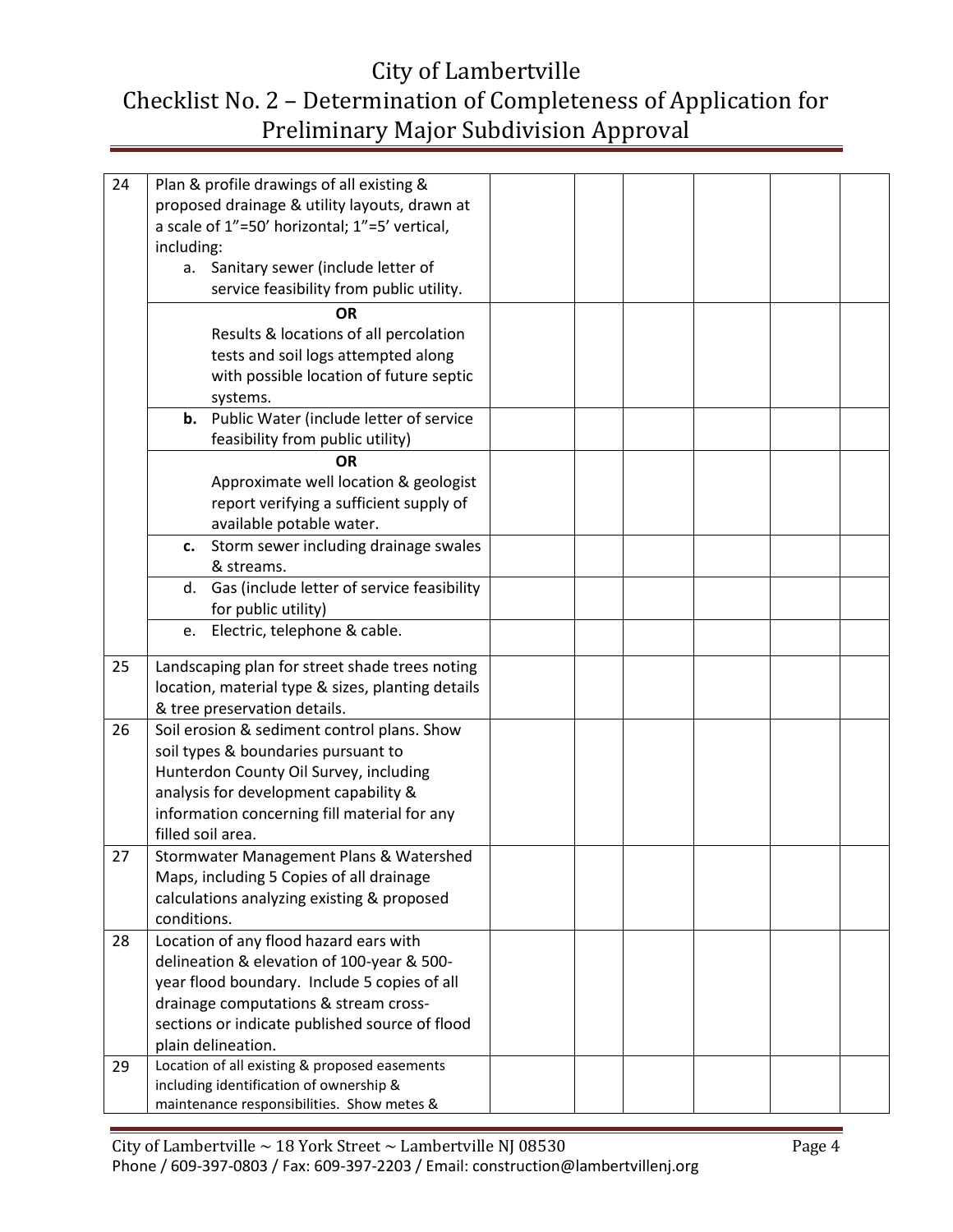# City of Lambertville
## Checklist No. 2 – Determination of Completeness of Application for Preliminary Major Subdivision Approval

| | | | | | | | |
|---|---|---|---|---|---|---|---|
| 24 | Plan & profile drawings of all existing & proposed drainage & utility layouts, drawn at a scale of 1"=50' horizontal; 1"=5' vertical, including:<br>a. Sanitary sewer (include letter of service feasibility from public utility. | | | | | | |
| | **OR**<br>Results & locations of all percolation tests and soil logs attempted along with possible location of future septic systems. | | | | | | |
| | **b.** Public Water (include letter of service feasibility from public utility) | | | | | | |
| | **OR**<br>Approximate well location & geologist report verifying a sufficient supply of available potable water. | | | | | | |
| | **c.** Storm sewer including drainage swales & streams. | | | | | | |
| | d. Gas (include letter of service feasibility for public utility) | | | | | | |
| | e. Electric, telephone & cable. | | | | | | |
| 25 | Landscaping plan for street shade trees noting location, material type & sizes, planting details & tree preservation details. | | | | | | |
| 26 | Soil erosion & sediment control plans. Show soil types & boundaries pursuant to Hunterdon County Oil Survey, including analysis for development capability & information concerning fill material for any filled soil area. | | | | | | |
| 27 | Stormwater Management Plans & Watershed Maps, including 5 Copies of all drainage calculations analyzing existing & proposed conditions. | | | | | | |
| 28 | Location of any flood hazard ears with delineation & elevation of 100-year & 500-year flood boundary. Include 5 copies of all drainage computations & stream cross-sections or indicate published source of flood plain delineation. | | | | | | |
| 29 | Location of all existing & proposed easements including identification of ownership & maintenance responsibilities. Show metes & | | | | | | |

City of Lambertville ~ 18 York Street ~ Lambertville NJ 08530
Phone / 609-397-0803 / Fax: 609-397-2203 / Email: construction@lambertvillenj.org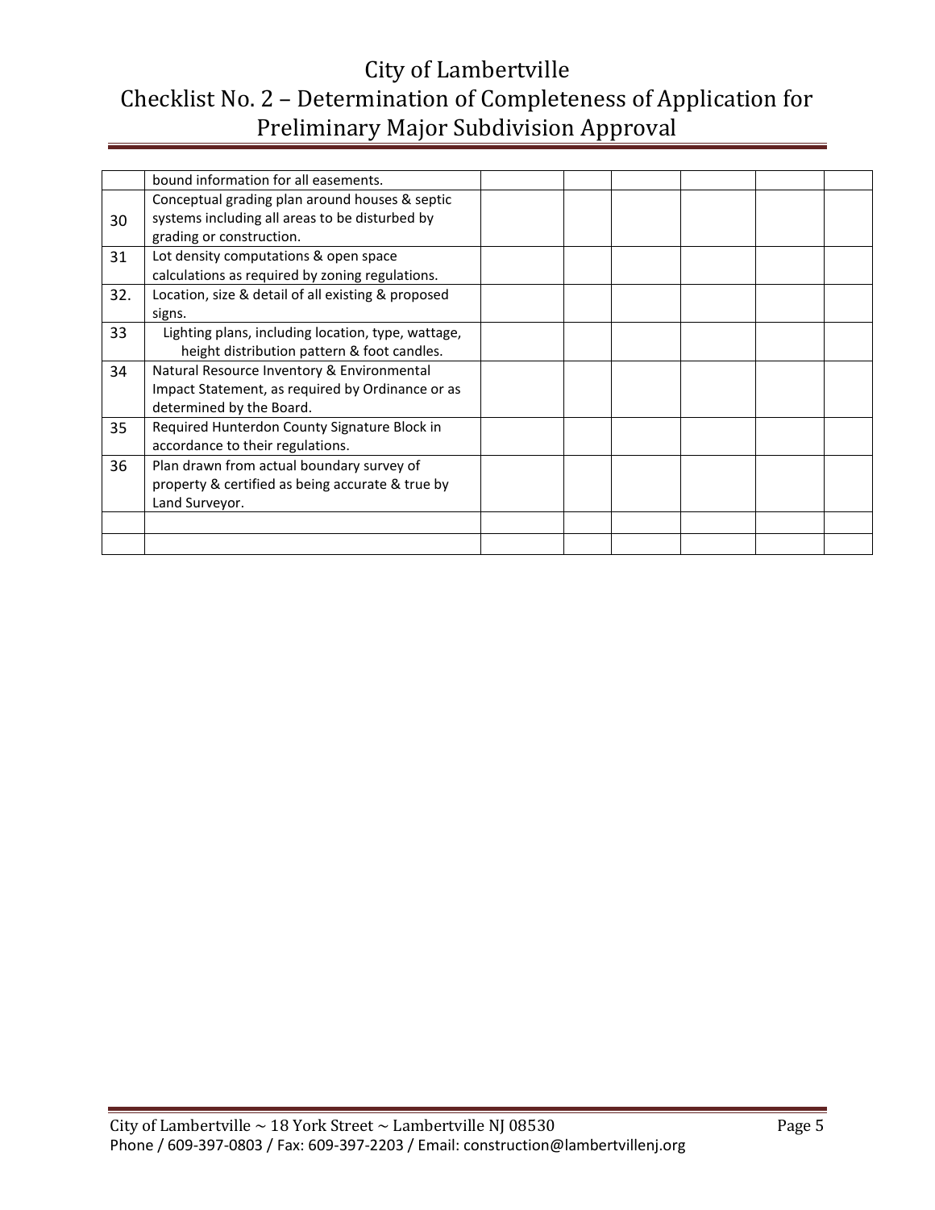| | | | | | | | |
|---|---|---|---|---|---|---|---|
| | bound information for all easements. | | | | | | |
| 30 | Conceptual grading plan around houses & septic systems including all areas to be disturbed by grading or construction. | | | | | | |
| 31 | Lot density computations & open space calculations as required by zoning regulations. | | | | | | |
| 32. | Location, size & detail of all existing & proposed signs. | | | | | | |
| 33 | Lighting plans, including location, type, wattage, height distribution pattern & foot candles. | | | | | | |
| 34 | Natural Resource Inventory & Environmental Impact Statement, as required by Ordinance or as determined by the Board. | | | | | | |
| 35 | Required Hunterdon County Signature Block in accordance to their regulations. | | | | | | |
| 36 | Plan drawn from actual boundary survey of property & certified as being accurate & true by Land Surveyor. | | | | | | |
| | | | | | | | |
| | | | | | | | |